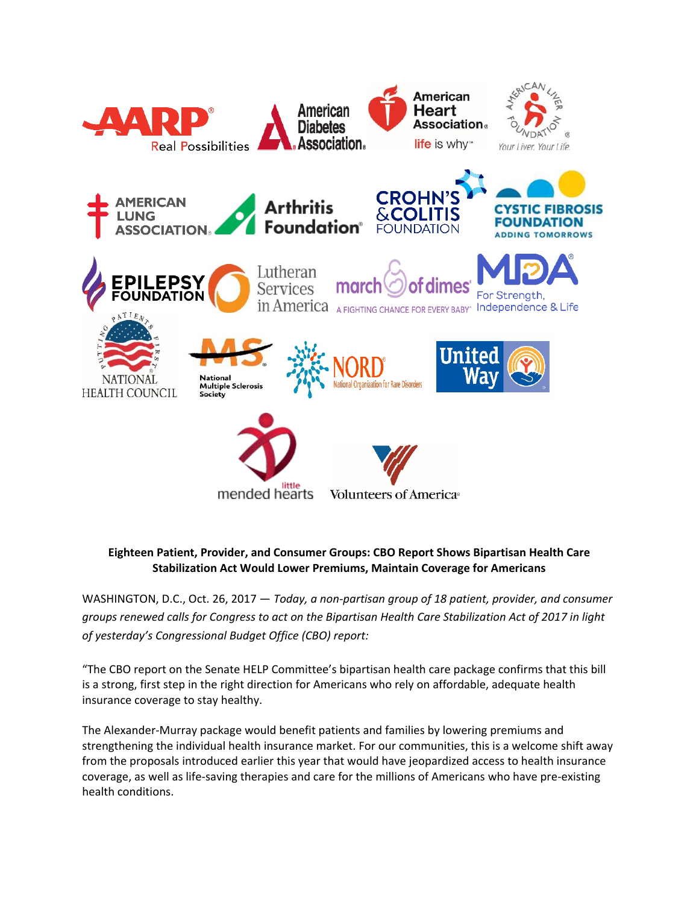**Eighteen Patient, Provider, and Consumer Groups: CBO Report Shows Bipartisan Health Care Stabilization Act Would Lower Premiums, Maintain Coverage for Americans**

WASHINGTON, D.C., Oct. 26, 2017 — *Today, a non-partisan group of 18 patient, provider, and consumer groups renewed calls for Congress to act on the Bipartisan Health Care Stabilization Act of 2017 in light of yesterday's Congressional Budget Office (CBO) report:*

"The CBO report on the Senate HELP Committee's bipartisan health care package confirms that this bill is a strong, first step in the right direction for Americans who rely on affordable, adequate health insurance coverage to stay healthy.

The Alexander-Murray package would benefit patients and families by lowering premiums and strengthening the individual health insurance market. For our communities, this is a welcome shift away from the proposals introduced earlier this year that would have jeopardized access to health insurance coverage, as well as life-saving therapies and care for the millions of Americans who have pre-existing health conditions.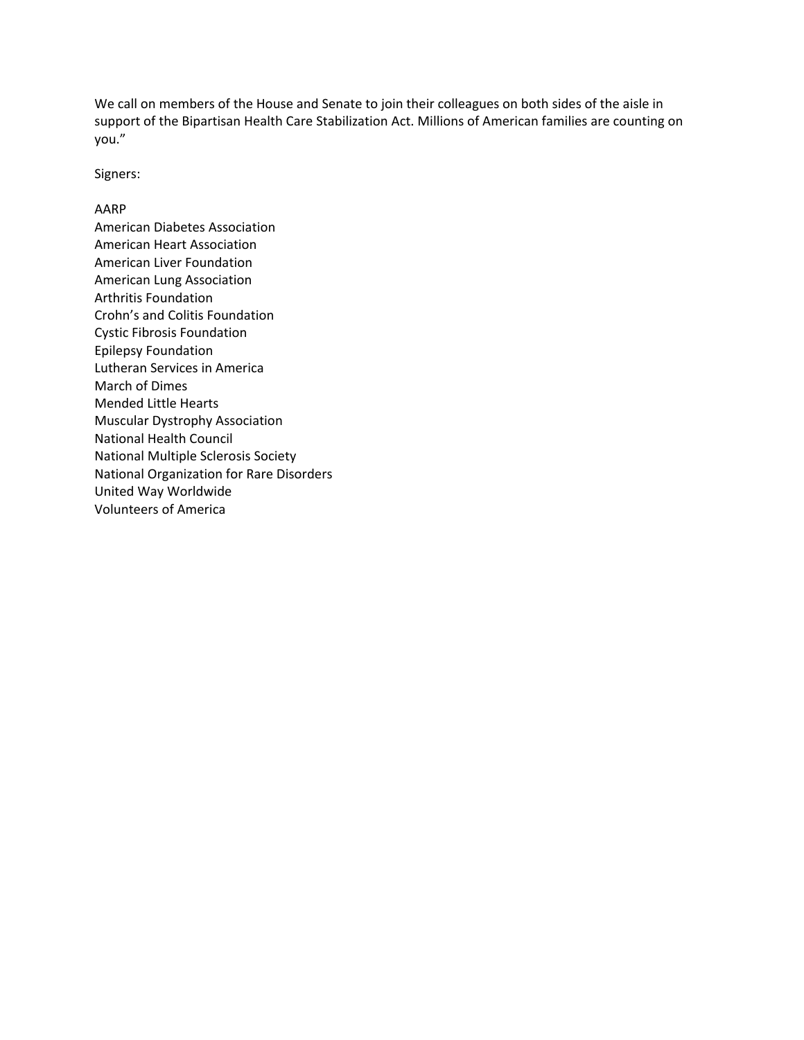We call on members of the House and Senate to join their colleagues on both sides of the aisle in support of the Bipartisan Health Care Stabilization Act. Millions of American families are counting on you."

Signers:

AARP
American Diabetes Association
American Heart Association
American Liver Foundation
American Lung Association
Arthritis Foundation
Crohn's and Colitis Foundation
Cystic Fibrosis Foundation
Epilepsy Foundation
Lutheran Services in America
March of Dimes
Mended Little Hearts
Muscular Dystrophy Association
National Health Council
National Multiple Sclerosis Society
National Organization for Rare Disorders
United Way Worldwide
Volunteers of America